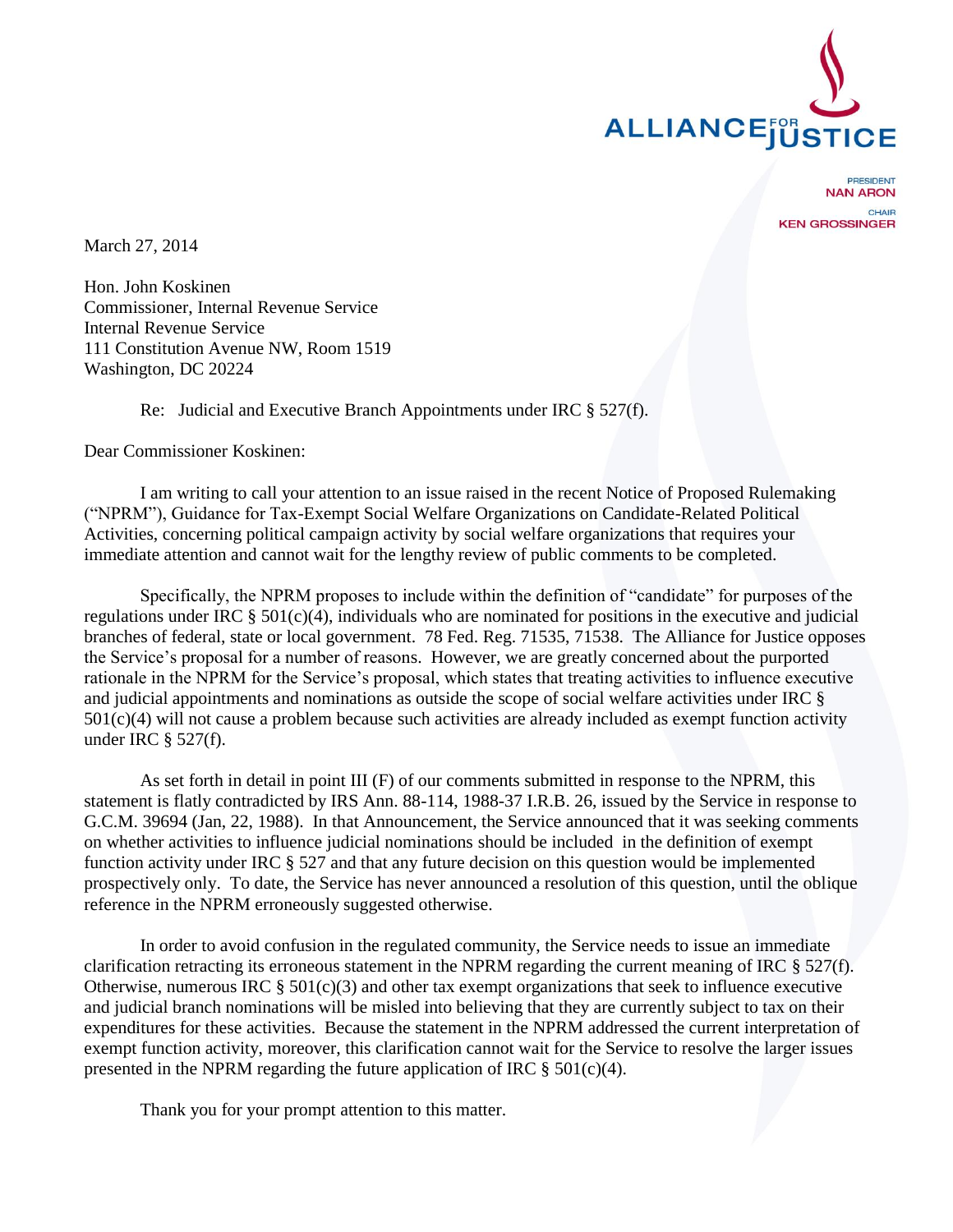ALLIANCE FOR JUSTICE

PRESIDENT
**NAN ARON**

CHAIR
**KEN GROSSINGER**

March 27, 2014

Hon. John Koskinen
Commissioner, Internal Revenue Service
Internal Revenue Service
111 Constitution Avenue NW, Room 1519
Washington, DC 20224

Re: Judicial and Executive Branch Appointments under IRC § 527(f).

Dear Commissioner Koskinen:

I am writing to call your attention to an issue raised in the recent Notice of Proposed Rulemaking ("NPRM"), Guidance for Tax-Exempt Social Welfare Organizations on Candidate-Related Political Activities, concerning political campaign activity by social welfare organizations that requires your immediate attention and cannot wait for the lengthy review of public comments to be completed.

Specifically, the NPRM proposes to include within the definition of "candidate" for purposes of the regulations under IRC § 501(c)(4), individuals who are nominated for positions in the executive and judicial branches of federal, state or local government. 78 Fed. Reg. 71535, 71538. The Alliance for Justice opposes the Service's proposal for a number of reasons. However, we are greatly concerned about the purported rationale in the NPRM for the Service's proposal, which states that treating activities to influence executive and judicial appointments and nominations as outside the scope of social welfare activities under IRC § 501(c)(4) will not cause a problem because such activities are already included as exempt function activity under IRC § 527(f).

As set forth in detail in point III (F) of our comments submitted in response to the NPRM, this statement is flatly contradicted by IRS Ann. 88-114, 1988-37 I.R.B. 26, issued by the Service in response to G.C.M. 39694 (Jan, 22, 1988). In that Announcement, the Service announced that it was seeking comments on whether activities to influence judicial nominations should be included in the definition of exempt function activity under IRC § 527 and that any future decision on this question would be implemented prospectively only. To date, the Service has never announced a resolution of this question, until the oblique reference in the NPRM erroneously suggested otherwise.

In order to avoid confusion in the regulated community, the Service needs to issue an immediate clarification retracting its erroneous statement in the NPRM regarding the current meaning of IRC § 527(f). Otherwise, numerous IRC § 501(c)(3) and other tax exempt organizations that seek to influence executive and judicial branch nominations will be misled into believing that they are currently subject to tax on their expenditures for these activities. Because the statement in the NPRM addressed the current interpretation of exempt function activity, moreover, this clarification cannot wait for the Service to resolve the larger issues presented in the NPRM regarding the future application of IRC § 501(c)(4).

Thank you for your prompt attention to this matter.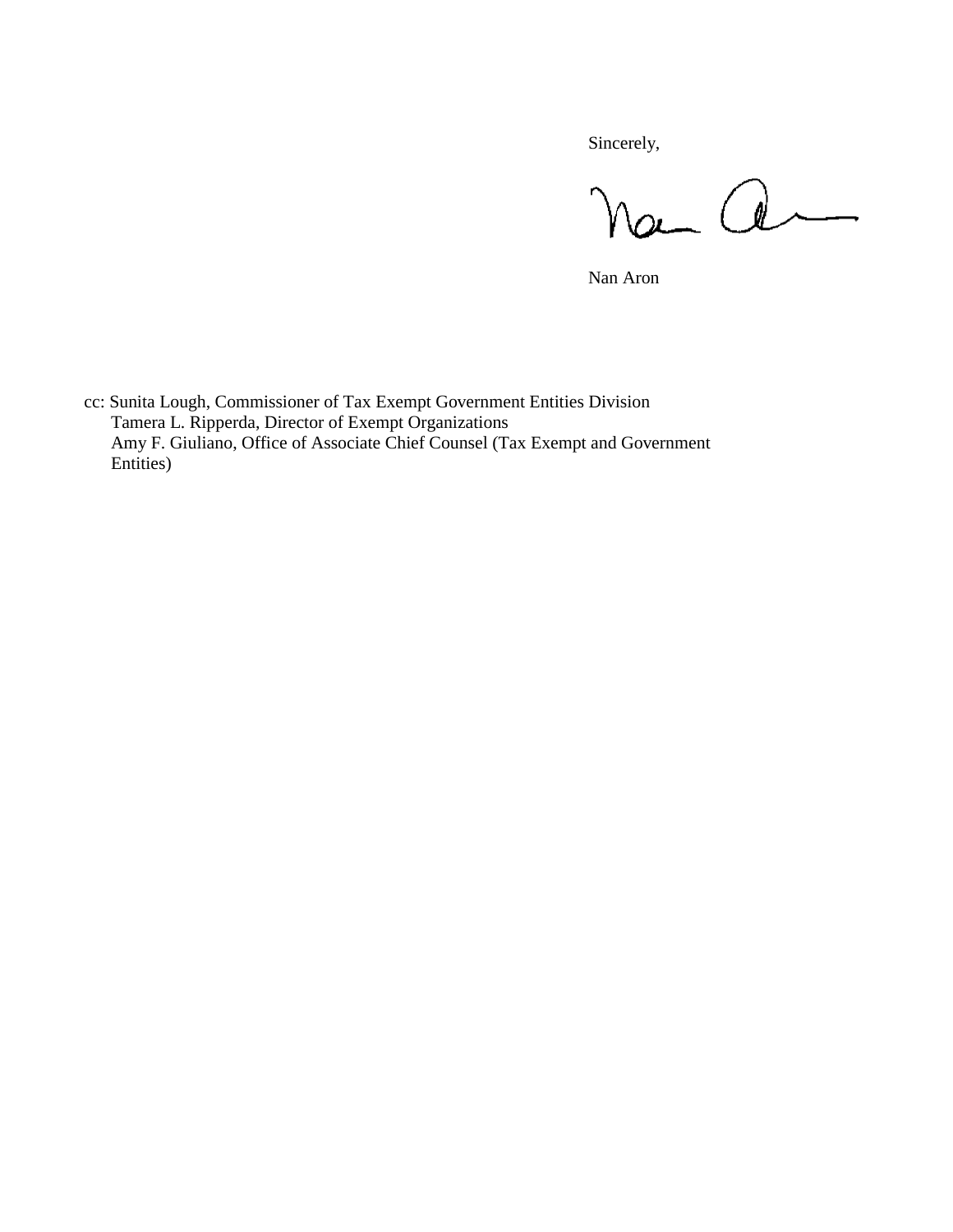Sincerely,

Nan Aron

cc: Sunita Lough, Commissioner of Tax Exempt Government Entities Division
Tamera L. Ripperda, Director of Exempt Organizations
Amy F. Giuliano, Office of Associate Chief Counsel (Tax Exempt and Government Entities)